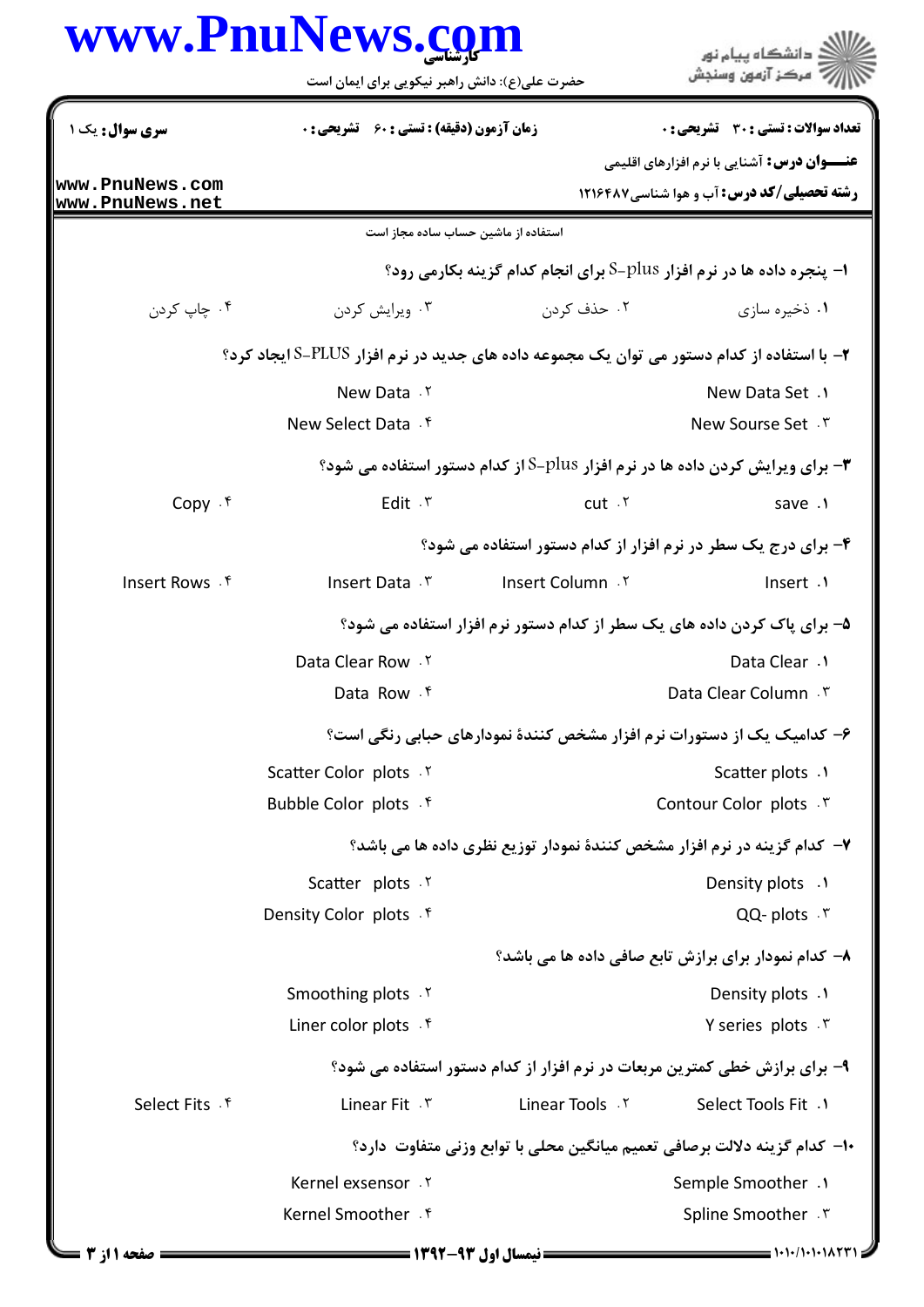**کارشناسی**

حضرت علی(ع): دانش راهبر نیکویی برای ایمان است

**سری سوال:** یک ۱ | **زمان آزمون (دقیقه) : تستی :** ۶۰ **تشریحی :** ۰ | **تعداد سوالات : تستی :** ۳۰ **تشریحی :** ۰

**عنـــوان درس:** آشنایی با نرم افزارهای اقلیمی

**رشته تحصیلی/کد درس:** آب و هوا شناسی ۱۲۱۶۴۸۷

استفاده از ماشین حساب ساده مجاز است

۱- پنجره داده ها در نرم افزار S-plus برای انجام کدام گزینه بکارمی رود؟

۱. ذخیره سازی
۲. حذف کردن
۳. ویرایش کردن
۴. چاپ کردن

۲- با استفاده از کدام دستور می توان یک مجموعه داده های جدید در نرم افزار S-PLUS ایجاد کرد؟

۱. New Data Set
۲. New Data
۳. New Sourse Set
۴. New Select Data

۳- برای ویرایش کردن داده ها در نرم افزار S-plus از کدام دستور استفاده می شود؟

۱. save
۲. cut
۳. Edit
۴. Copy

۴- برای درج یک سطر در نرم افزار از کدام دستور استفاده می شود؟

۱. Insert
۲. Insert Column
۳. Insert Data
۴. Insert Rows

۵- برای پاک کردن داده های یک سطر از کدام دستور نرم افزار استفاده می شود؟

۱. Data Clear
۲. Data Clear Row
۳. Data Clear Column
۴. Data Row

۶- کدامیک یک از دستورات نرم افزار مشخص کنندهٔ نمودارهای حبابی رنگی است؟

۱. Scatter plots
۲. Scatter Color plots
۳. Contour Color plots
۴. Bubble Color plots

۷- کدام گزینه در نرم افزار مشخص کنندهٔ نمودار توزیع نظری داده ها می باشد؟

۱. Density plots
۲. Scatter plots
۳. QQ- plots
۴. Density Color plots

۸- کدام نمودار برای برازش تابع صافی داده ها می باشد؟

۱. Density plots
۲. Smoothing plots
۳. Y series plots
۴. Liner color plots

۹- برای برازش خطی کمترین مربعات در نرم افزار از کدام دستور استفاده می شود؟

۱. Select Tools Fit
۲. Linear Tools
۳. Linear Fit
۴. Select Fits

۱۰- کدام گزینه دلالت برصافی تعمیم میانگین محلی با توابع وزنی متفاوت دارد؟

۱. Semple Smoother
۲. Kernel exsensor
۳. Spline Smoother
۴. Kernel Smoother

نیمسال اول ۹۳-۱۳۹۲

۱۰۱۰/۱۰۱۰۱۸۲۳۱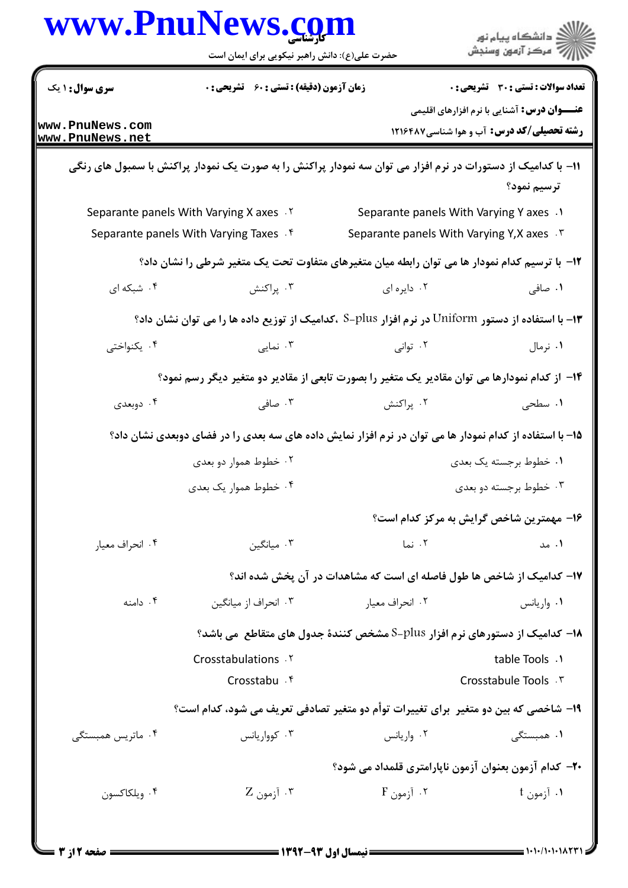**تعداد سوالات: تستی: ۳۰ تشریحی: ۰** | **زمان آزمون (دقیقه): تستی: ۶۰ تشریحی: ۰** | **سری سوال: ۱ یک**

**عنـــوان درس:** آشنایی با نرم افزارهای اقلیمی

**رشته تحصیلی/کد درس:** آب و هوا شناسی۱۲۱۶۴۸۷

۱۱- با کدامیک از دستورات در نرم افزار می توان سه نمودار پراکنش را به صورت یک نمودار پراکنش با سمبول های رنگی ترسیم نمود؟

۱. Separante panels With Varying Y axes
۲. Separante panels With Varying X axes
۳. Separante panels With Varying Y,X axes
۴. Separante panels With Varying Taxes

۱۲- با ترسیم کدام نمودار ها می توان رابطه میان متغیرهای متفاوت تحت یک متغیر شرطی را نشان داد؟

۱. صافی
۲. دایره ای
۳. پراکنش
۴. شبکه ای

۱۳- با استفاده از دستور Uniform در نرم افزار S-plus ،کدامیک از توزیع داده ها را می توان نشان داد؟

۱. نرمال
۲. توانی
۳. نمایی
۴. یکنواختی

۱۴- از کدام نمودارها می توان مقادیر یک متغیر را بصورت تابعی از مقادیر دو متغیر دیگر رسم نمود؟

۱. سطحی
۲. پراکنش
۳. صافی
۴. دوبعدی

۱۵- با استفاده از کدام نمودار ها می توان در نرم افزار نمایش داده های سه بعدی را در فضای دوبعدی نشان داد؟

۱. خطوط برجسته یک بعدی
۲. خطوط هموار دو بعدی
۳. خطوط برجسته دو بعدی
۴. خطوط هموار یک بعدی

۱۶- مهمترین شاخص گرایش به مرکز کدام است؟

۱. مد
۲. نما
۳. میانگین
۴. انحراف معیار

۱۷- کدامیک از شاخص ها طول فاصله ای است که مشاهدات در آن پخش شده اند؟

۱. واریانس
۲. انحراف معیار
۳. انحراف از میانگین
۴. دامنه

۱۸- کدامیک از دستورهای نرم افزار S-plus مشخص کنندهٔ جدول های متقاطع می باشد؟

۱. table Tools
۲. Crosstabulations
۳. Crosstabule Tools
۴. Crosstabu

۱۹- شاخصی که بین دو متغیر برای تغییرات توأم دو متغیر تصادفی تعریف می شود، کدام است؟

۱. همبستگی
۲. واریانس
۳. کوواریانس
۴. ماتریس همبستگی

۲۰- کدام آزمون بعنوان آزمون ناپارامتری قلمداد می شود؟

۱. آزمون t
۲. آزمون F
۳. آزمون Z
۴. ویلکاکسون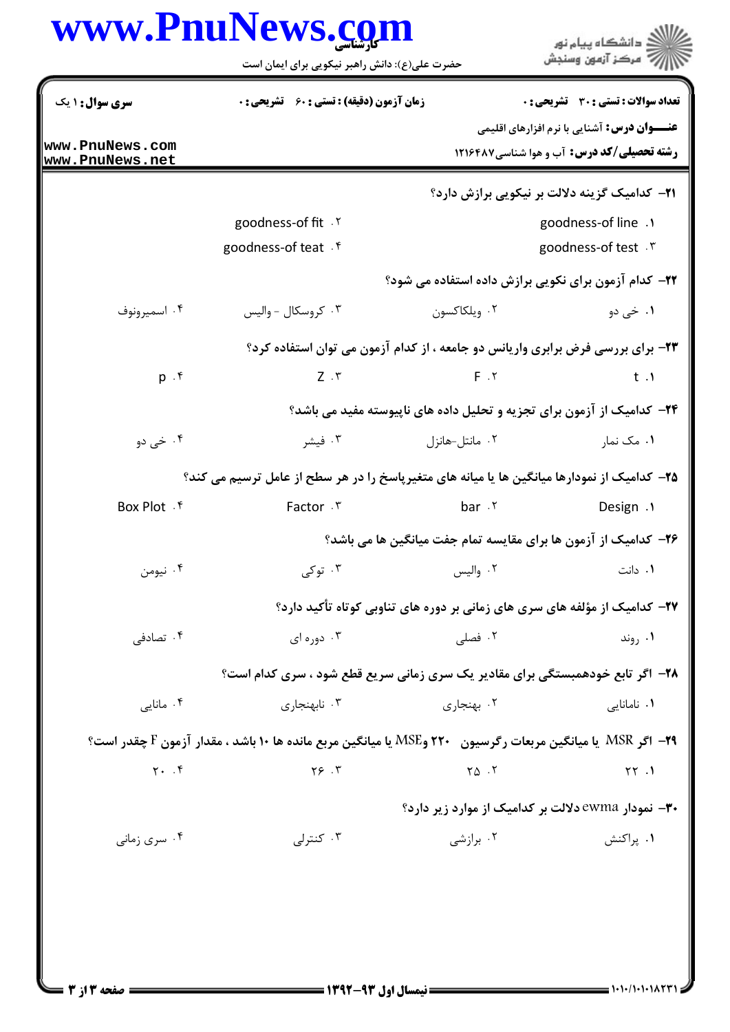۲۱– کدامیک گزینه دلالت بر نیکویی برازش دارد؟

۱. goodness-of line
۲. goodness-of fit
۳. goodness-of test
۴. goodness-of teat

۲۲– کدام آزمون برای نکویی برازش داده استفاده می شود؟

۱. خی دو
۲. ویلکاکسون
۳. کروسکال – والیس
۴. اسمیرونوف

۲۳– برای بررسی فرض برابری واریانس دو جامعه ، از کدام آزمون می توان استفاده کرد؟

۱. t
۲. F
۳. Z
۴. p

۲۴– کدامیک از آزمون برای تجزیه و تحلیل داده های ناپیوسته مفید می باشد؟

۱. مک نمار
۲. مانتل-هانزل
۳. فیشر
۴. خی دو

۲۵– کدامیک از نمودارها میانگین ها یا میانه های متغیرپاسخ را در هر سطح از عامل ترسیم می کند؟

۱. Design
۲. bar
۳. Factor
۴. Box Plot

۲۶– کدامیک از آزمون ها برای مقایسه تمام جفت میانگین ها می باشد؟

۱. دانت
۲. والیس
۳. توکی
۴. نیومن

۲۷– کدامیک از مؤلفه های سری های زمانی بر دوره های تناوبی کوتاه تأکید دارد؟

۱. روند
۲. فصلی
۳. دوره ای
۴. تصادفی

۲۸– اگر تابع خودهمبستگی برای مقادیر یک سری زمانی سریع قطع شود ، سری کدام است؟

۱. نامانایی
۲. بهنجاری
۳. نابهنجاری
۴. مانایی

۲۹– اگر MSR یا میانگین مربعات رگرسیون ۲۲۰ و MSE یا میانگین مربع مانده ها ۱۰ باشد ، مقدار آزمون F چقدر است؟

۱. ۲۲
۲. ۲۵
۳. ۲۶
۴. ۲۰

۳۰– نمودار ewma دلالت بر کدامیک از موارد زیر دارد؟

۱. پراکنش
۲. برازشی
۳. کنترلی
۴. سری زمانی